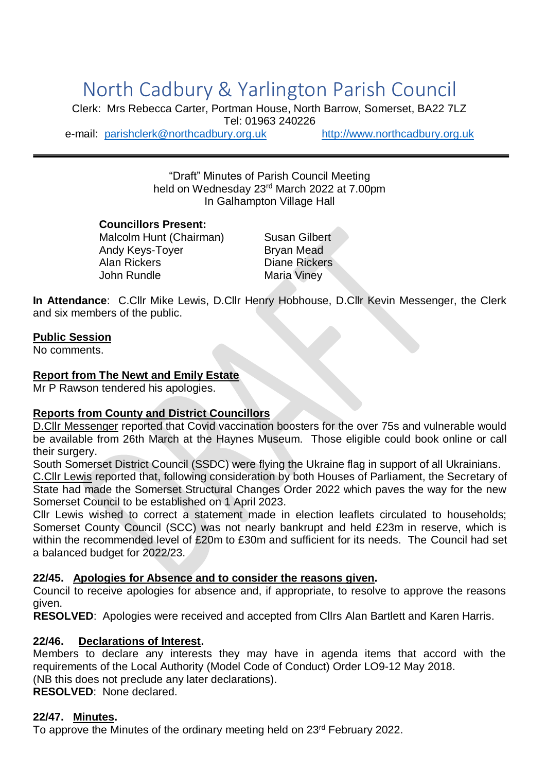# North Cadbury & Yarlington Parish Council

Clerk: Mrs Rebecca Carter, Portman House, North Barrow, Somerset, BA22 7LZ
Tel: 01963 240226
e-mail: parishclerk@northcadbury.org.uk http://www.northcadbury.org.uk

---

"Draft" Minutes of Parish Council Meeting
held on Wednesday 23rd March 2022 at 7.00pm
In Galhampton Village Hall

**Councillors Present:**

| | |
|---|---|
| Malcolm Hunt (Chairman) | Susan Gilbert |
| Andy Keys-Toyer | Bryan Mead |
| Alan Rickers | Diane Rickers |
| John Rundle | Maria Viney |

**In Attendance**: C.Cllr Mike Lewis, D.Cllr Henry Hobhouse, D.Cllr Kevin Messenger, the Clerk and six members of the public.

**Public Session**
No comments.

**Report from The Newt and Emily Estate**
Mr P Rawson tendered his apologies.

**Reports from County and District Councillors**
D.Cllr Messenger reported that Covid vaccination boosters for the over 75s and vulnerable would be available from 26th March at the Haynes Museum. Those eligible could book online or call their surgery.
South Somerset District Council (SSDC) were flying the Ukraine flag in support of all Ukrainians.
C.Cllr Lewis reported that, following consideration by both Houses of Parliament, the Secretary of State had made the Somerset Structural Changes Order 2022 which paves the way for the new Somerset Council to be established on 1 April 2023.
Cllr Lewis wished to correct a statement made in election leaflets circulated to households; Somerset County Council (SCC) was not nearly bankrupt and held £23m in reserve, which is within the recommended level of £20m to £30m and sufficient for its needs. The Council had set a balanced budget for 2022/23.

**22/45. Apologies for Absence and to consider the reasons given.**
Council to receive apologies for absence and, if appropriate, to resolve to approve the reasons given.
**RESOLVED**: Apologies were received and accepted from Cllrs Alan Bartlett and Karen Harris.

**22/46. Declarations of Interest.**
Members to declare any interests they may have in agenda items that accord with the requirements of the Local Authority (Model Code of Conduct) Order LO9-12 May 2018.
(NB this does not preclude any later declarations).
**RESOLVED**: None declared.

**22/47. Minutes.**
To approve the Minutes of the ordinary meeting held on 23rd February 2022.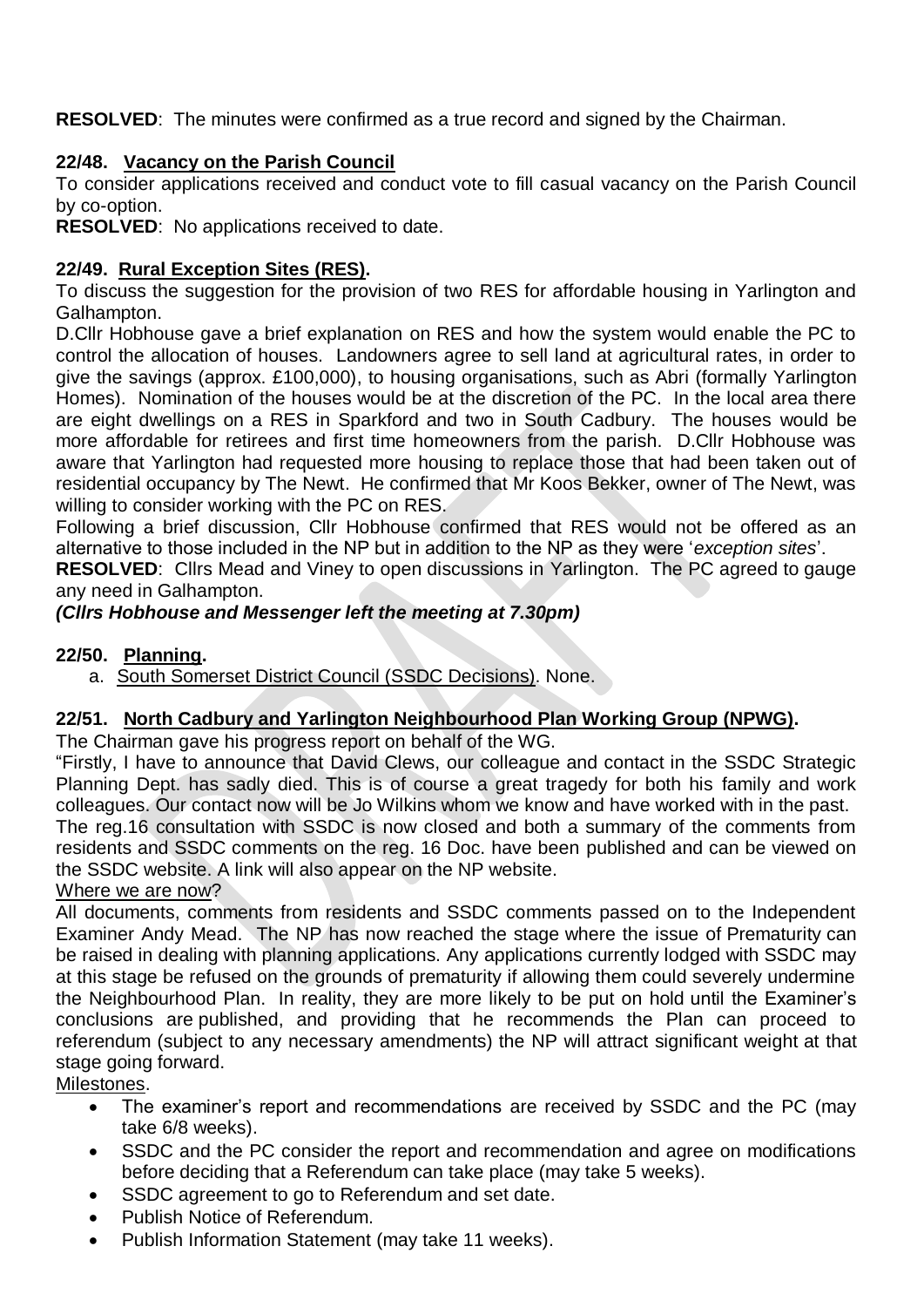**RESOLVED**: The minutes were confirmed as a true record and signed by the Chairman.

### 22/48. Vacancy on the Parish Council

To consider applications received and conduct vote to fill casual vacancy on the Parish Council by co-option.

**RESOLVED**: No applications received to date.

### 22/49. Rural Exception Sites (RES).

To discuss the suggestion for the provision of two RES for affordable housing in Yarlington and Galhampton.

D.Cllr Hobhouse gave a brief explanation on RES and how the system would enable the PC to control the allocation of houses. Landowners agree to sell land at agricultural rates, in order to give the savings (approx. £100,000), to housing organisations, such as Abri (formally Yarlington Homes). Nomination of the houses would be at the discretion of the PC. In the local area there are eight dwellings on a RES in Sparkford and two in South Cadbury. The houses would be more affordable for retirees and first time homeowners from the parish. D.Cllr Hobhouse was aware that Yarlington had requested more housing to replace those that had been taken out of residential occupancy by The Newt. He confirmed that Mr Koos Bekker, owner of The Newt, was willing to consider working with the PC on RES.

Following a brief discussion, Cllr Hobhouse confirmed that RES would not be offered as an alternative to those included in the NP but in addition to the NP as they were '*exception sites*'.

**RESOLVED**: Cllrs Mead and Viney to open discussions in Yarlington. The PC agreed to gauge any need in Galhampton.

***(Cllrs Hobhouse and Messenger left the meeting at 7.30pm)***

### 22/50. Planning.

a. South Somerset District Council (SSDC Decisions). None.

### 22/51. North Cadbury and Yarlington Neighbourhood Plan Working Group (NPWG).

The Chairman gave his progress report on behalf of the WG.

"Firstly, I have to announce that David Clews, our colleague and contact in the SSDC Strategic Planning Dept. has sadly died. This is of course a great tragedy for both his family and work colleagues. Our contact now will be Jo Wilkins whom we know and have worked with in the past.

The reg.16 consultation with SSDC is now closed and both a summary of the comments from residents and SSDC comments on the reg. 16 Doc. have been published and can be viewed on the SSDC website. A link will also appear on the NP website.

Where we are now?

All documents, comments from residents and SSDC comments passed on to the Independent Examiner Andy Mead. The NP has now reached the stage where the issue of Prematurity can be raised in dealing with planning applications. Any applications currently lodged with SSDC may at this stage be refused on the grounds of prematurity if allowing them could severely undermine the Neighbourhood Plan. In reality, they are more likely to be put on hold until the Examiner's conclusions are published, and providing that he recommends the Plan can proceed to referendum (subject to any necessary amendments) the NP will attract significant weight at that stage going forward.

Milestones.

- The examiner's report and recommendations are received by SSDC and the PC (may take 6/8 weeks).
- SSDC and the PC consider the report and recommendation and agree on modifications before deciding that a Referendum can take place (may take 5 weeks).
- SSDC agreement to go to Referendum and set date.
- Publish Notice of Referendum.
- Publish Information Statement (may take 11 weeks).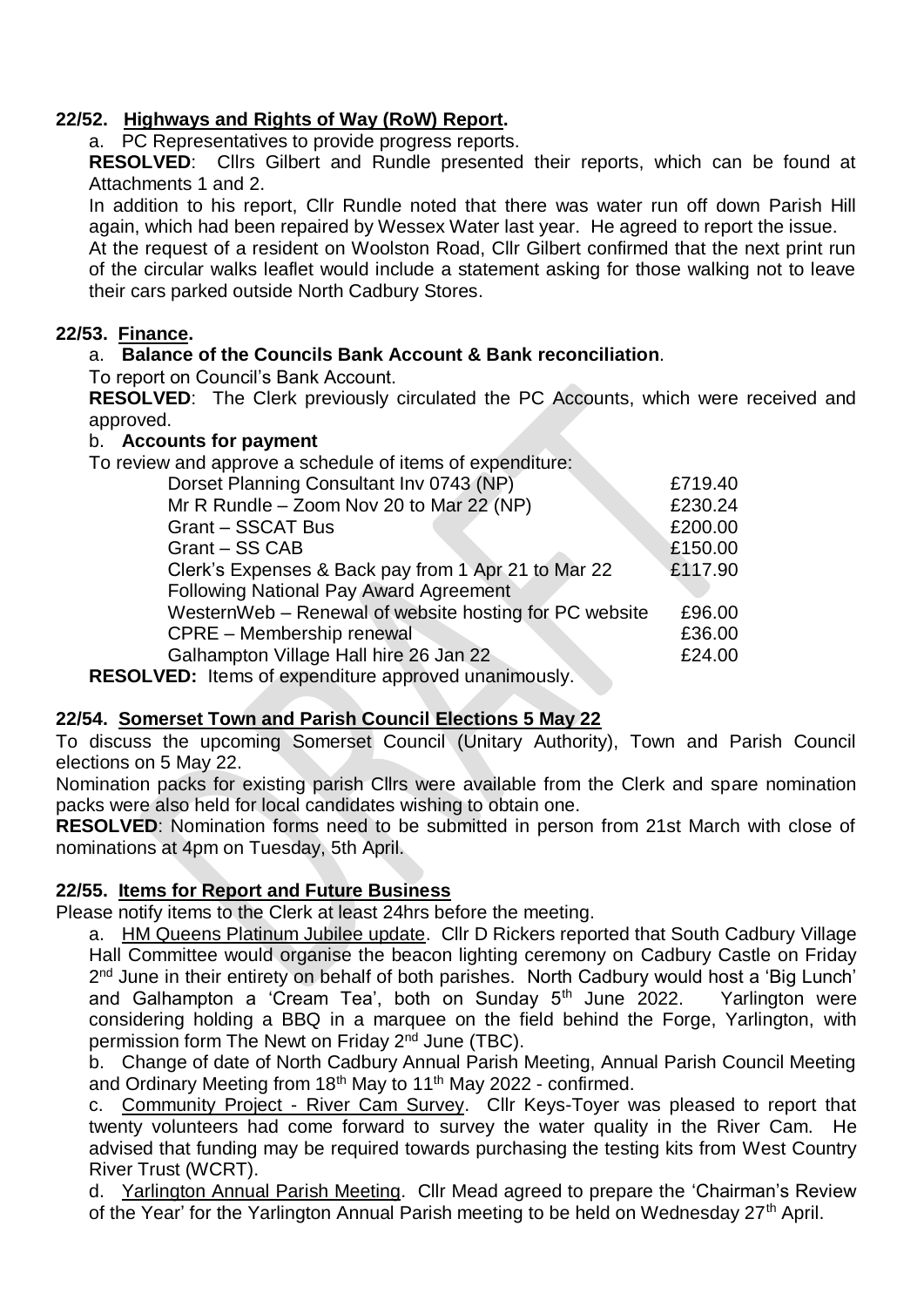## 22/52. Highways and Rights of Way (RoW) Report.

a. PC Representatives to provide progress reports.

**RESOLVED**: Cllrs Gilbert and Rundle presented their reports, which can be found at Attachments 1 and 2.

In addition to his report, Cllr Rundle noted that there was water run off down Parish Hill again, which had been repaired by Wessex Water last year. He agreed to report the issue.

At the request of a resident on Woolston Road, Cllr Gilbert confirmed that the next print run of the circular walks leaflet would include a statement asking for those walking not to leave their cars parked outside North Cadbury Stores.

## 22/53. Finance.

a. **Balance of the Councils Bank Account & Bank reconciliation**.

To report on Council's Bank Account.

**RESOLVED**: The Clerk previously circulated the PC Accounts, which were received and approved.

b. **Accounts for payment**

To review and approve a schedule of items of expenditure:

| Item | Amount |
|---|---|
| Dorset Planning Consultant Inv 0743 (NP) | £719.40 |
| Mr R Rundle – Zoom Nov 20 to Mar 22 (NP) | £230.24 |
| Grant – SSCAT Bus | £200.00 |
| Grant – SS CAB | £150.00 |
| Clerk's Expenses & Back pay from 1 Apr 21 to Mar 22 Following National Pay Award Agreement | £117.90 |
| WesternWeb – Renewal of website hosting for PC website | £96.00 |
| CPRE – Membership renewal | £36.00 |
| Galhampton Village Hall hire 26 Jan 22 | £24.00 |

**RESOLVED:** Items of expenditure approved unanimously.

## 22/54. Somerset Town and Parish Council Elections 5 May 22

To discuss the upcoming Somerset Council (Unitary Authority), Town and Parish Council elections on 5 May 22.

Nomination packs for existing parish Cllrs were available from the Clerk and spare nomination packs were also held for local candidates wishing to obtain one.

**RESOLVED**: Nomination forms need to be submitted in person from 21st March with close of nominations at 4pm on Tuesday, 5th April.

## 22/55. Items for Report and Future Business

Please notify items to the Clerk at least 24hrs before the meeting.

a. HM Queens Platinum Jubilee update. Cllr D Rickers reported that South Cadbury Village Hall Committee would organise the beacon lighting ceremony on Cadbury Castle on Friday 2nd June in their entirety on behalf of both parishes. North Cadbury would host a 'Big Lunch' and Galhampton a 'Cream Tea', both on Sunday 5th June 2022. Yarlington were considering holding a BBQ in a marquee on the field behind the Forge, Yarlington, with permission form The Newt on Friday 2nd June (TBC).

b. Change of date of North Cadbury Annual Parish Meeting, Annual Parish Council Meeting and Ordinary Meeting from 18th May to 11th May 2022 - confirmed.

c. Community Project - River Cam Survey. Cllr Keys-Toyer was pleased to report that twenty volunteers had come forward to survey the water quality in the River Cam. He advised that funding may be required towards purchasing the testing kits from West Country River Trust (WCRT).

d. Yarlington Annual Parish Meeting. Cllr Mead agreed to prepare the 'Chairman's Review of the Year' for the Yarlington Annual Parish meeting to be held on Wednesday 27th April.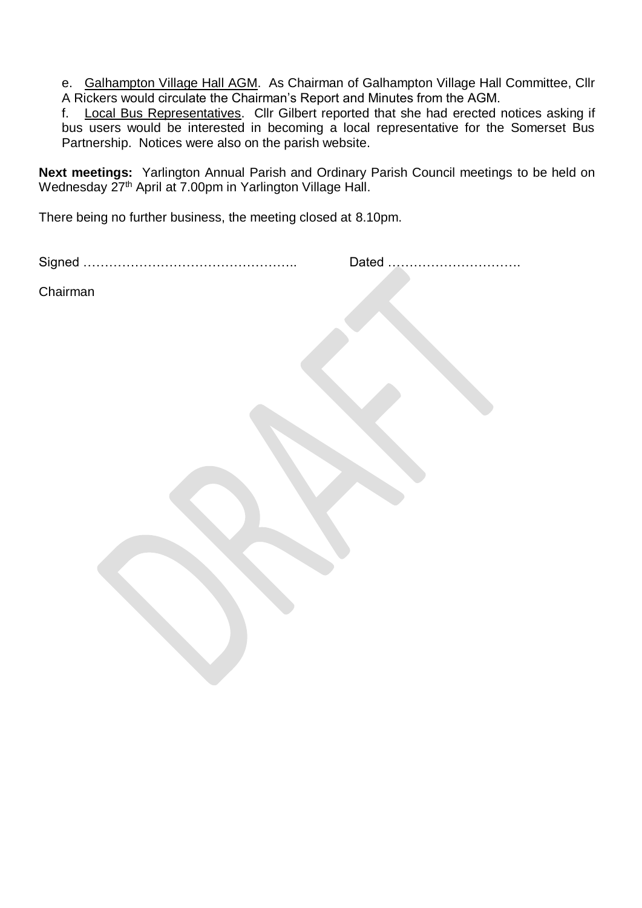e. Galhampton Village Hall AGM. As Chairman of Galhampton Village Hall Committee, Cllr A Rickers would circulate the Chairman's Report and Minutes from the AGM.

f. Local Bus Representatives. Cllr Gilbert reported that she had erected notices asking if bus users would be interested in becoming a local representative for the Somerset Bus Partnership. Notices were also on the parish website.

**Next meetings:** Yarlington Annual Parish and Ordinary Parish Council meetings to be held on Wednesday 27th April at 7.00pm in Yarlington Village Hall.

There being no further business, the meeting closed at 8.10pm.

Signed ………………………………………….. Dated ………………………….

Chairman

DRAFT